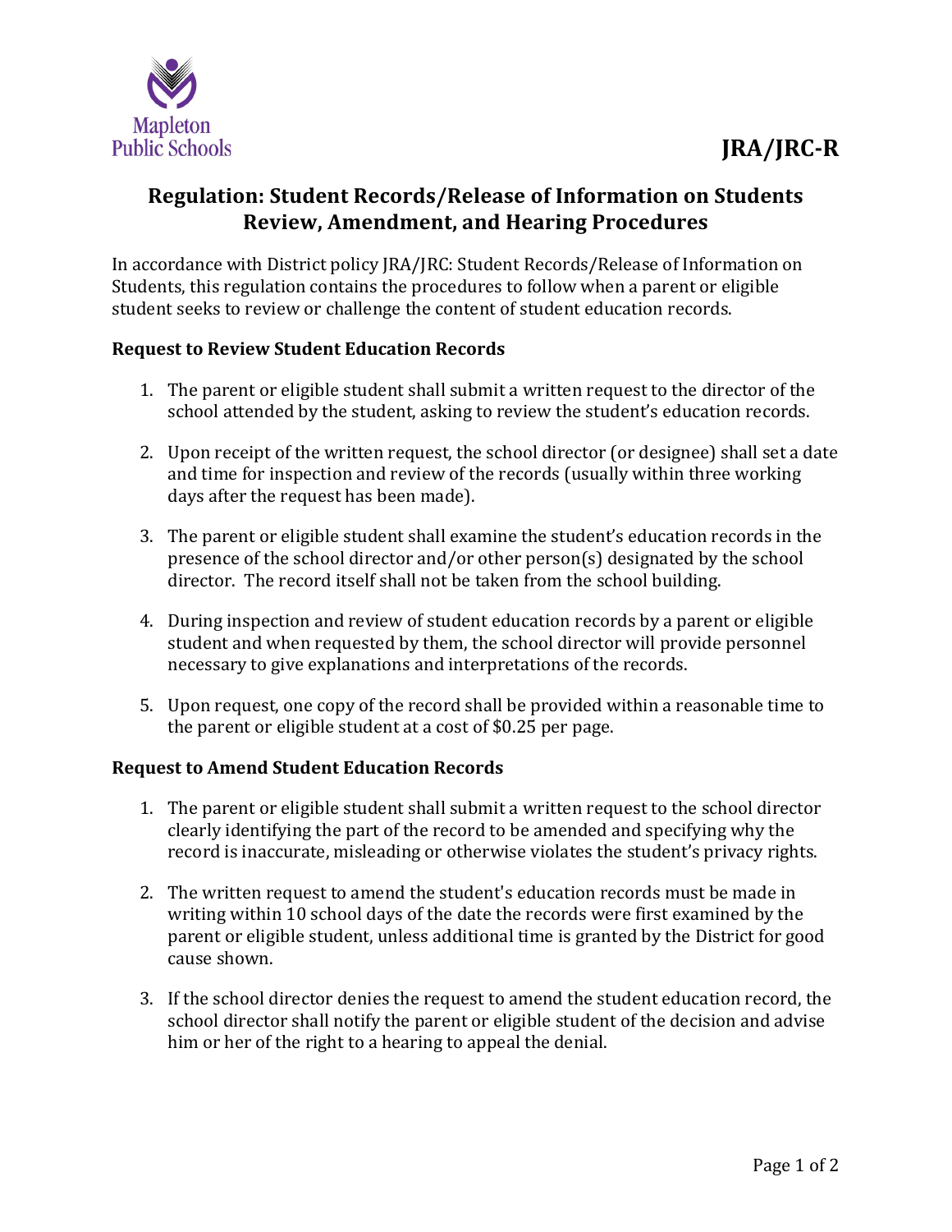Mapleton Public Schools

**JRA/JRC-R**

# Regulation: Student Records/Release of Information on Students Review, Amendment, and Hearing Procedures

In accordance with District policy JRA/JRC: Student Records/Release of Information on Students, this regulation contains the procedures to follow when a parent or eligible student seeks to review or challenge the content of student education records.

### Request to Review Student Education Records

1. The parent or eligible student shall submit a written request to the director of the school attended by the student, asking to review the student's education records.
2. Upon receipt of the written request, the school director (or designee) shall set a date and time for inspection and review of the records (usually within three working days after the request has been made).
3. The parent or eligible student shall examine the student's education records in the presence of the school director and/or other person(s) designated by the school director. The record itself shall not be taken from the school building.
4. During inspection and review of student education records by a parent or eligible student and when requested by them, the school director will provide personnel necessary to give explanations and interpretations of the records.
5. Upon request, one copy of the record shall be provided within a reasonable time to the parent or eligible student at a cost of $0.25 per page.

### Request to Amend Student Education Records

1. The parent or eligible student shall submit a written request to the school director clearly identifying the part of the record to be amended and specifying why the record is inaccurate, misleading or otherwise violates the student's privacy rights.
2. The written request to amend the student's education records must be made in writing within 10 school days of the date the records were first examined by the parent or eligible student, unless additional time is granted by the District for good cause shown.
3. If the school director denies the request to amend the student education record, the school director shall notify the parent or eligible student of the decision and advise him or her of the right to a hearing to appeal the denial.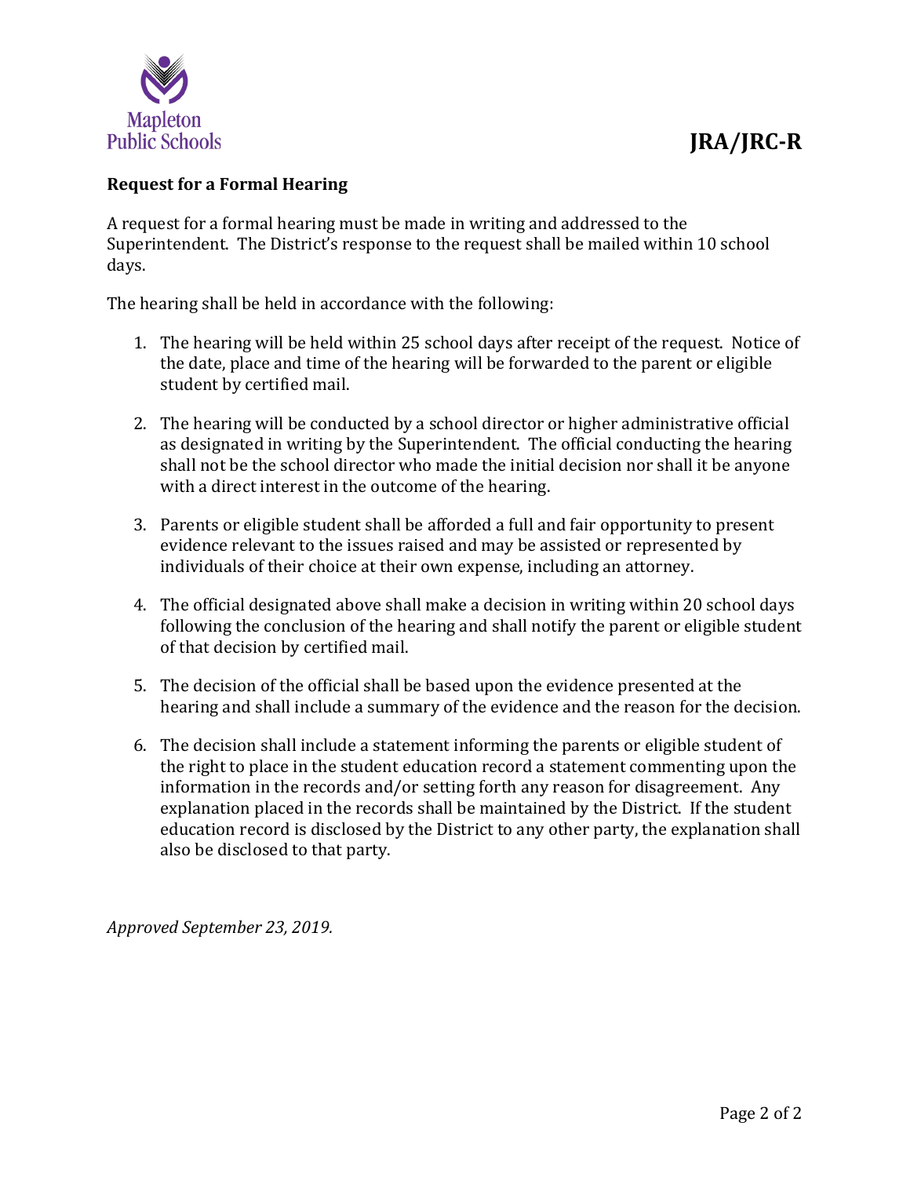## Request for a Formal Hearing

A request for a formal hearing must be made in writing and addressed to the Superintendent. The District's response to the request shall be mailed within 10 school days.

The hearing shall be held in accordance with the following:

1. The hearing will be held within 25 school days after receipt of the request. Notice of the date, place and time of the hearing will be forwarded to the parent or eligible student by certified mail.

2. The hearing will be conducted by a school director or higher administrative official as designated in writing by the Superintendent. The official conducting the hearing shall not be the school director who made the initial decision nor shall it be anyone with a direct interest in the outcome of the hearing.

3. Parents or eligible student shall be afforded a full and fair opportunity to present evidence relevant to the issues raised and may be assisted or represented by individuals of their choice at their own expense, including an attorney.

4. The official designated above shall make a decision in writing within 20 school days following the conclusion of the hearing and shall notify the parent or eligible student of that decision by certified mail.

5. The decision of the official shall be based upon the evidence presented at the hearing and shall include a summary of the evidence and the reason for the decision.

6. The decision shall include a statement informing the parents or eligible student of the right to place in the student education record a statement commenting upon the information in the records and/or setting forth any reason for disagreement. Any explanation placed in the records shall be maintained by the District. If the student education record is disclosed by the District to any other party, the explanation shall also be disclosed to that party.

*Approved September 23, 2019.*